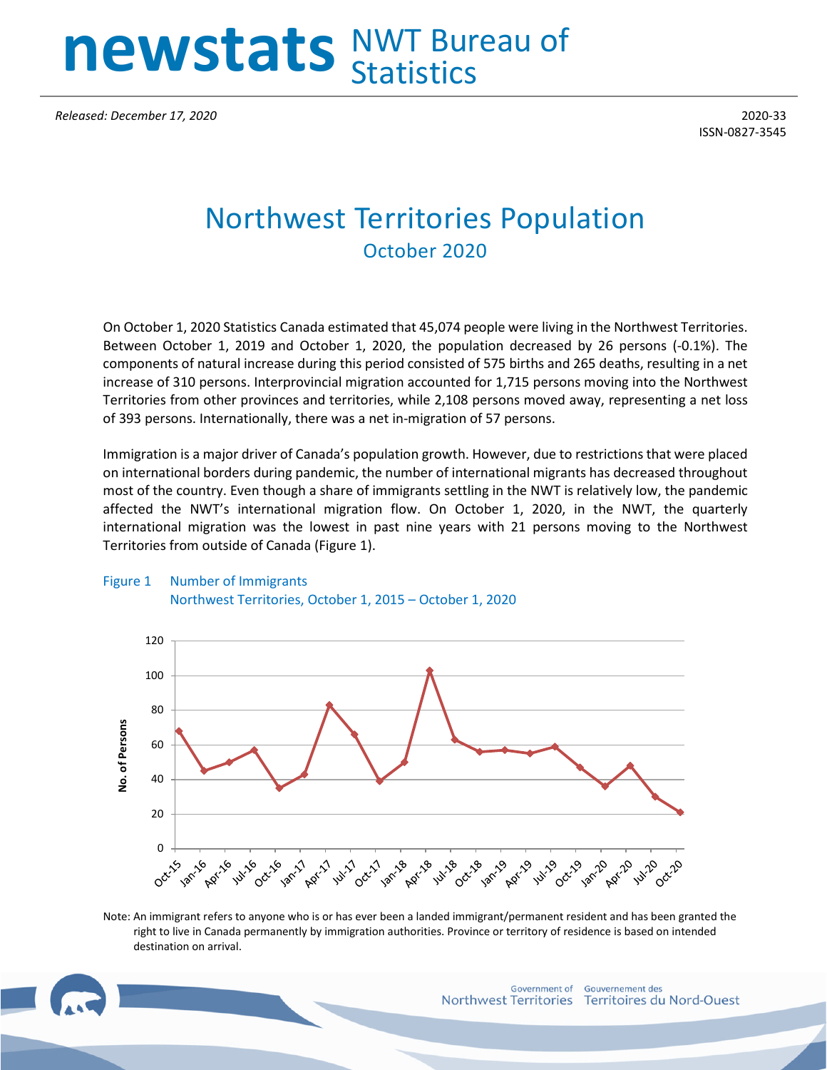# newstats NWT Bureau of Statistics

*Released: December 17, 2020*

2020-33
ISSN-0827-3545

# Northwest Territories Population

## October 2020

On October 1, 2020 Statistics Canada estimated that 45,074 people were living in the Northwest Territories. Between October 1, 2019 and October 1, 2020, the population decreased by 26 persons (-0.1%). The components of natural increase during this period consisted of 575 births and 265 deaths, resulting in a net increase of 310 persons. Interprovincial migration accounted for 1,715 persons moving into the Northwest Territories from other provinces and territories, while 2,108 persons moved away, representing a net loss of 393 persons. Internationally, there was a net in-migration of 57 persons.

Immigration is a major driver of Canada's population growth. However, due to restrictions that were placed on international borders during pandemic, the number of international migrants has decreased throughout most of the country. Even though a share of immigrants settling in the NWT is relatively low, the pandemic affected the NWT's international migration flow. On October 1, 2020, in the NWT, the quarterly international migration was the lowest in past nine years with 21 persons moving to the Northwest Territories from outside of Canada (Figure 1).

Figure 1 Number of Immigrants
Northwest Territories, October 1, 2015 – October 1, 2020

Note: An immigrant refers to anyone who is or has ever been a landed immigrant/permanent resident and has been granted the right to live in Canada permanently by immigration authorities. Province or territory of residence is based on intended destination on arrival.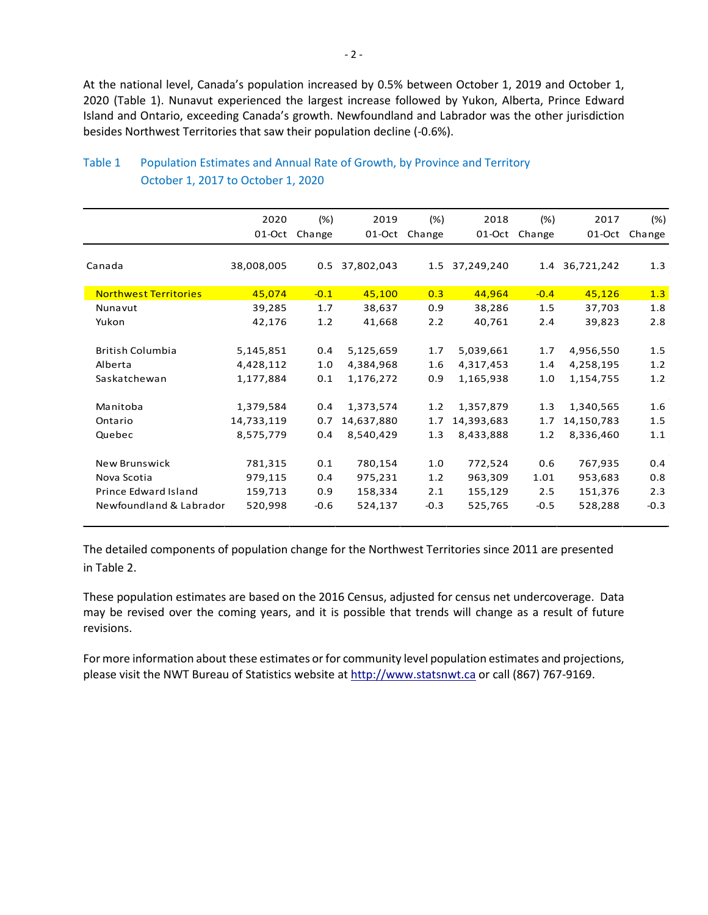At the national level, Canada's population increased by 0.5% between October 1, 2019 and October 1, 2020 (Table 1). Nunavut experienced the largest increase followed by Yukon, Alberta, Prince Edward Island and Ontario, exceeding Canada's growth. Newfoundland and Labrador was the other jurisdiction besides Northwest Territories that saw their population decline (-0.6%).

Table 1 Population Estimates and Annual Rate of Growth, by Province and Territory
October 1, 2017 to October 1, 2020

| | 2020 01-Oct | (%) Change | 2019 01-Oct | (%) Change | 2018 01-Oct | (%) Change | 2017 01-Oct | (%) Change |
|---|---|---|---|---|---|---|---|---|
| Canada | 38,008,005 | 0.5 | 37,802,043 | 1.5 | 37,249,240 | 1.4 | 36,721,242 | 1.3 |
| Northwest Territories | 45,074 | -0.1 | 45,100 | 0.3 | 44,964 | -0.4 | 45,126 | 1.3 |
| Nunavut | 39,285 | 1.7 | 38,637 | 0.9 | 38,286 | 1.5 | 37,703 | 1.8 |
| Yukon | 42,176 | 1.2 | 41,668 | 2.2 | 40,761 | 2.4 | 39,823 | 2.8 |
| British Columbia | 5,145,851 | 0.4 | 5,125,659 | 1.7 | 5,039,661 | 1.7 | 4,956,550 | 1.5 |
| Alberta | 4,428,112 | 1.0 | 4,384,968 | 1.6 | 4,317,453 | 1.4 | 4,258,195 | 1.2 |
| Saskatchewan | 1,177,884 | 0.1 | 1,176,272 | 0.9 | 1,165,938 | 1.0 | 1,154,755 | 1.2 |
| Manitoba | 1,379,584 | 0.4 | 1,373,574 | 1.2 | 1,357,879 | 1.3 | 1,340,565 | 1.6 |
| Ontario | 14,733,119 | 0.7 | 14,637,880 | 1.7 | 14,393,683 | 1.7 | 14,150,783 | 1.5 |
| Quebec | 8,575,779 | 0.4 | 8,540,429 | 1.3 | 8,433,888 | 1.2 | 8,336,460 | 1.1 |
| New Brunswick | 781,315 | 0.1 | 780,154 | 1.0 | 772,524 | 0.6 | 767,935 | 0.4 |
| Nova Scotia | 979,115 | 0.4 | 975,231 | 1.2 | 963,309 | 1.01 | 953,683 | 0.8 |
| Prince Edward Island | 159,713 | 0.9 | 158,334 | 2.1 | 155,129 | 2.5 | 151,376 | 2.3 |
| Newfoundland & Labrador | 520,998 | -0.6 | 524,137 | -0.3 | 525,765 | -0.5 | 528,288 | -0.3 |

The detailed components of population change for the Northwest Territories since 2011 are presented in Table 2.

These population estimates are based on the 2016 Census, adjusted for census net undercoverage. Data may be revised over the coming years, and it is possible that trends will change as a result of future revisions.

For more information about these estimates or for community level population estimates and projections, please visit the NWT Bureau of Statistics website at http://www.statsnwt.ca or call (867) 767-9169.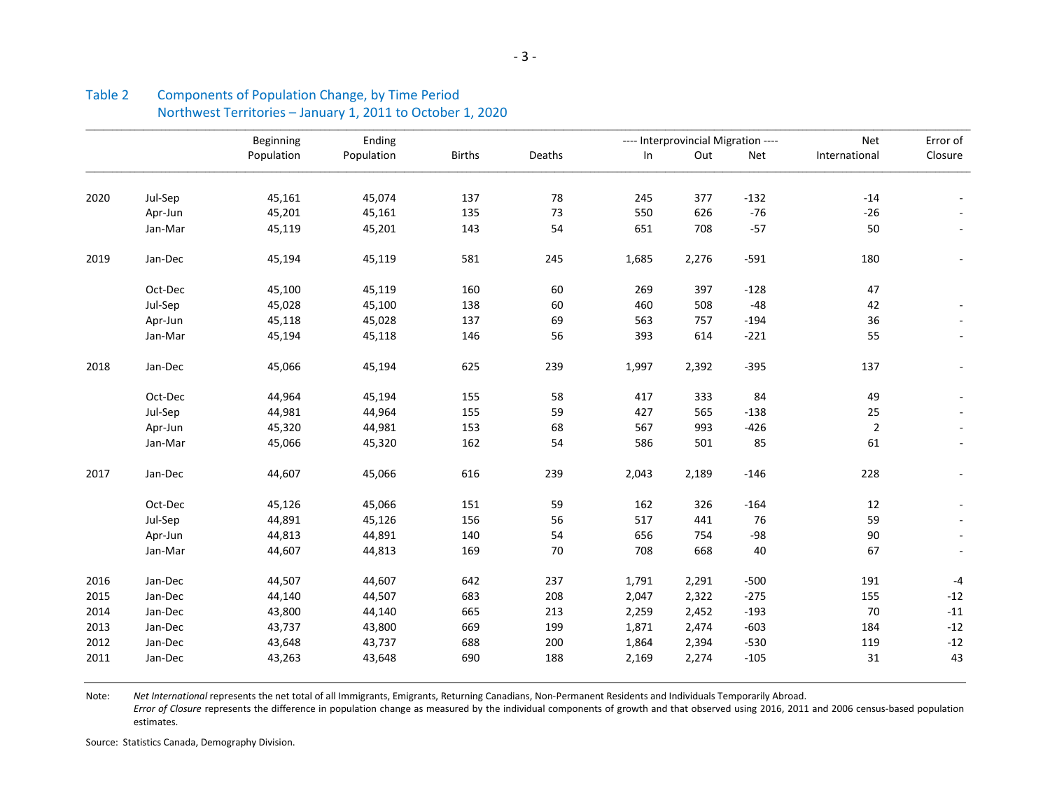## Table 2 Components of Population Change, by Time Period
### Northwest Territories – January 1, 2011 to October 1, 2020

| | | Beginning Population | Ending Population | Births | Deaths | ---- Interprovincial Migration ---- In | Out | Net | Net International | Error of Closure |
|---|---|---|---|---|---|---|---|---|---|---|
| 2020 | Jul-Sep | 45,161 | 45,074 | 137 | 78 | 245 | 377 | -132 | -14 | - |
| | Apr-Jun | 45,201 | 45,161 | 135 | 73 | 550 | 626 | -76 | -26 | - |
| | Jan-Mar | 45,119 | 45,201 | 143 | 54 | 651 | 708 | -57 | 50 | - |
| 2019 | Jan-Dec | 45,194 | 45,119 | 581 | 245 | 1,685 | 2,276 | -591 | 180 | - |
| | Oct-Dec | 45,100 | 45,119 | 160 | 60 | 269 | 397 | -128 | 47 | |
| | Jul-Sep | 45,028 | 45,100 | 138 | 60 | 460 | 508 | -48 | 42 | - |
| | Apr-Jun | 45,118 | 45,028 | 137 | 69 | 563 | 757 | -194 | 36 | - |
| | Jan-Mar | 45,194 | 45,118 | 146 | 56 | 393 | 614 | -221 | 55 | - |
| 2018 | Jan-Dec | 45,066 | 45,194 | 625 | 239 | 1,997 | 2,392 | -395 | 137 | - |
| | Oct-Dec | 44,964 | 45,194 | 155 | 58 | 417 | 333 | 84 | 49 | - |
| | Jul-Sep | 44,981 | 44,964 | 155 | 59 | 427 | 565 | -138 | 25 | - |
| | Apr-Jun | 45,320 | 44,981 | 153 | 68 | 567 | 993 | -426 | 2 | - |
| | Jan-Mar | 45,066 | 45,320 | 162 | 54 | 586 | 501 | 85 | 61 | - |
| 2017 | Jan-Dec | 44,607 | 45,066 | 616 | 239 | 2,043 | 2,189 | -146 | 228 | - |
| | Oct-Dec | 45,126 | 45,066 | 151 | 59 | 162 | 326 | -164 | 12 | - |
| | Jul-Sep | 44,891 | 45,126 | 156 | 56 | 517 | 441 | 76 | 59 | - |
| | Apr-Jun | 44,813 | 44,891 | 140 | 54 | 656 | 754 | -98 | 90 | - |
| | Jan-Mar | 44,607 | 44,813 | 169 | 70 | 708 | 668 | 40 | 67 | - |
| 2016 | Jan-Dec | 44,507 | 44,607 | 642 | 237 | 1,791 | 2,291 | -500 | 191 | -4 |
| 2015 | Jan-Dec | 44,140 | 44,507 | 683 | 208 | 2,047 | 2,322 | -275 | 155 | -12 |
| 2014 | Jan-Dec | 43,800 | 44,140 | 665 | 213 | 2,259 | 2,452 | -193 | 70 | -11 |
| 2013 | Jan-Dec | 43,737 | 43,800 | 669 | 199 | 1,871 | 2,474 | -603 | 184 | -12 |
| 2012 | Jan-Dec | 43,648 | 43,737 | 688 | 200 | 1,864 | 2,394 | -530 | 119 | -12 |
| 2011 | Jan-Dec | 43,263 | 43,648 | 690 | 188 | 2,169 | 2,274 | -105 | 31 | 43 |

Note: *Net International* represents the net total of all Immigrants, Emigrants, Returning Canadians, Non-Permanent Residents and Individuals Temporarily Abroad.
*Error of Closure* represents the difference in population change as measured by the individual components of growth and that observed using 2016, 2011 and 2006 census-based population estimates.

Source: Statistics Canada, Demography Division.